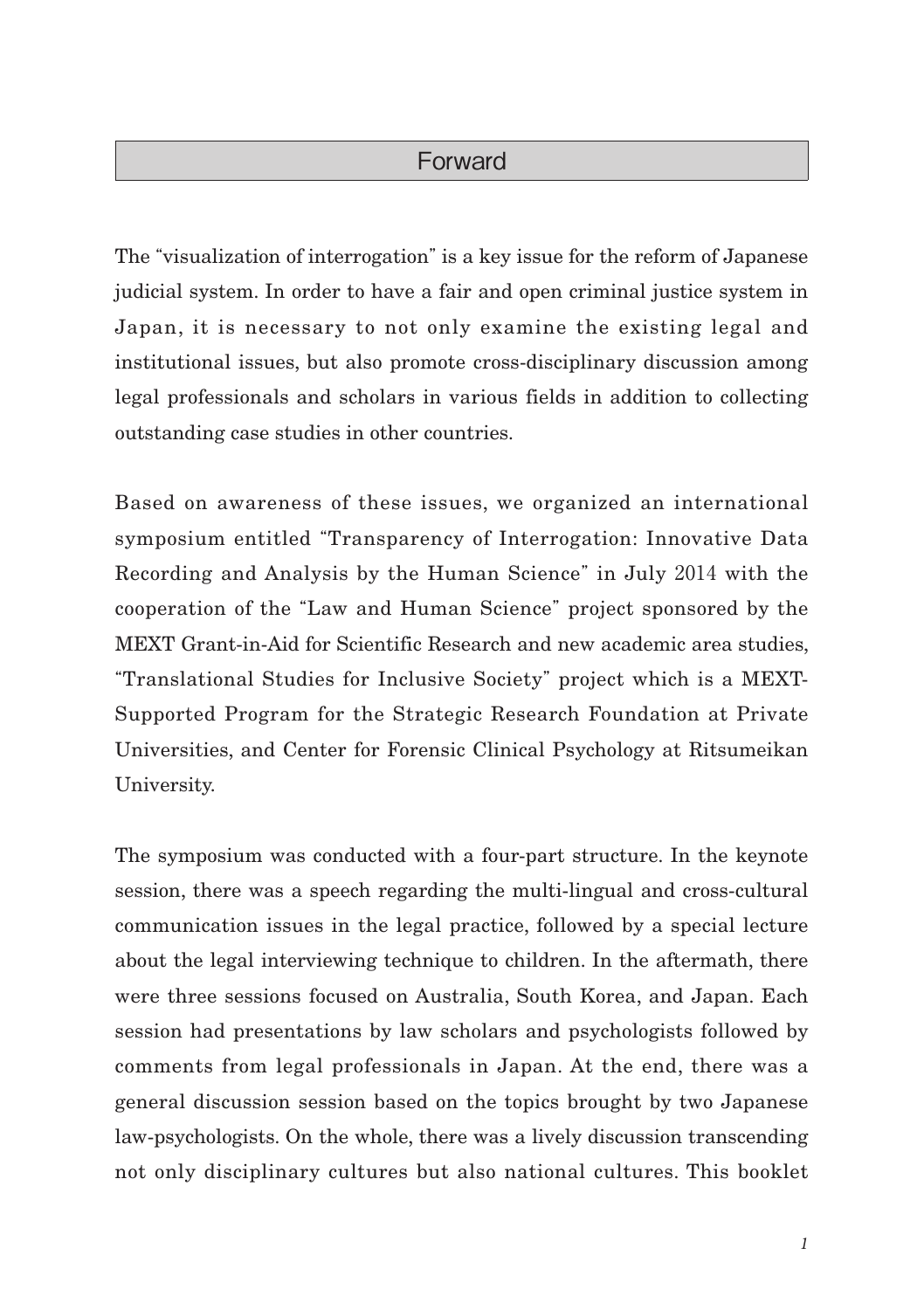# Forward

The "visualization of interrogation" is a key issue for the reform of Japanese judicial system. In order to have a fair and open criminal justice system in Japan, it is necessary to not only examine the existing legal and institutional issues, but also promote cross-disciplinary discussion among legal professionals and scholars in various fields in addition to collecting outstanding case studies in other countries.

Based on awareness of these issues, we organized an international symposium entitled "Transparency of Interrogation: Innovative Data Recording and Analysis by the Human Science" in July 2014 with the cooperation of the "Law and Human Science" project sponsored by the MEXT Grant-in-Aid for Scientific Research and new academic area studies, "Translational Studies for Inclusive Society" project which is a MEXT-Supported Program for the Strategic Research Foundation at Private Universities, and Center for Forensic Clinical Psychology at Ritsumeikan University.

The symposium was conducted with a four-part structure. In the keynote session, there was a speech regarding the multi-lingual and cross-cultural communication issues in the legal practice, followed by a special lecture about the legal interviewing technique to children. In the aftermath, there were three sessions focused on Australia, South Korea, and Japan. Each session had presentations by law scholars and psychologists followed by comments from legal professionals in Japan. At the end, there was a general discussion session based on the topics brought by two Japanese law-psychologists. On the whole, there was a lively discussion transcending not only disciplinary cultures but also national cultures. This booklet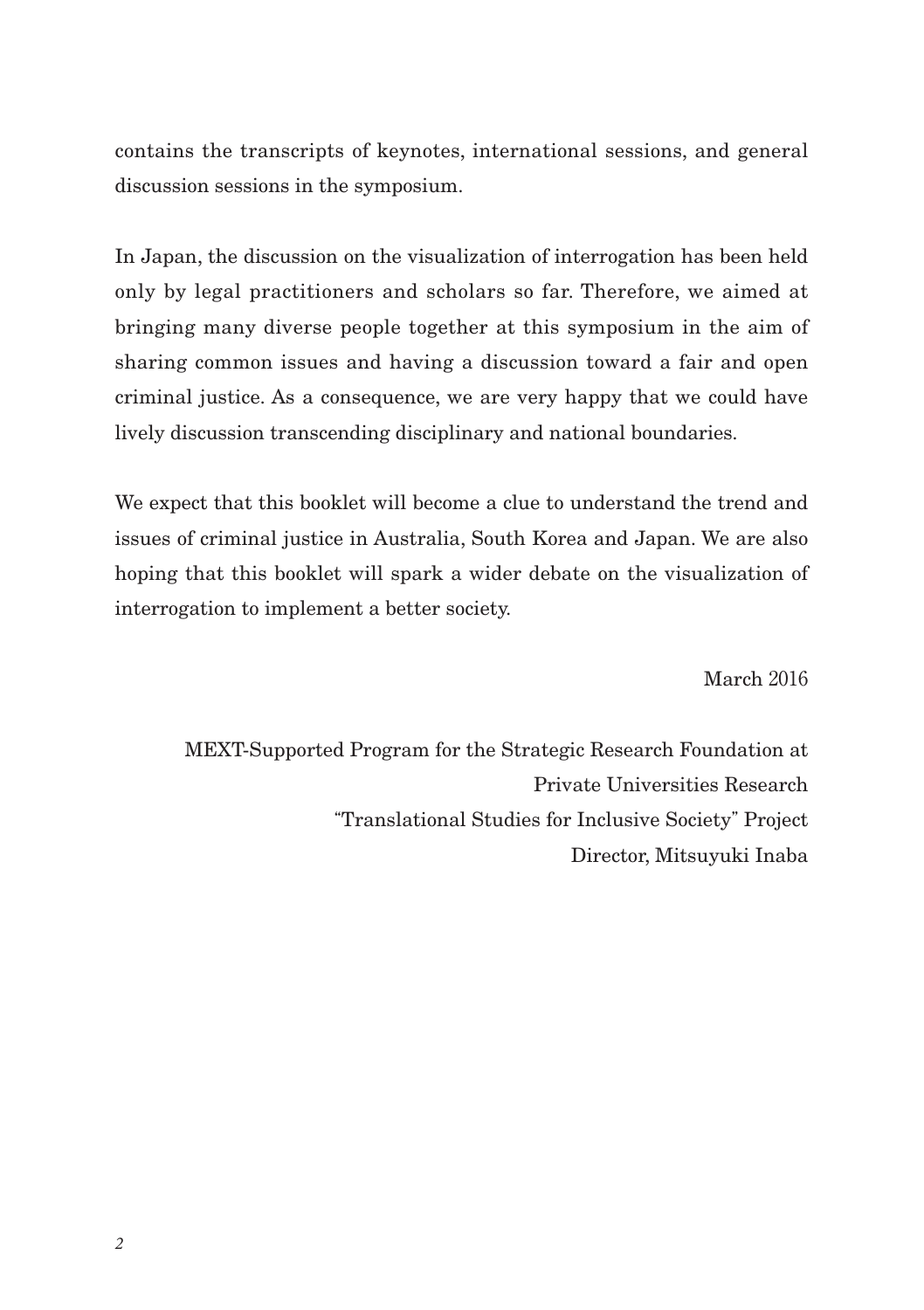contains the transcripts of keynotes, international sessions, and general discussion sessions in the symposium.

In Japan, the discussion on the visualization of interrogation has been held only by legal practitioners and scholars so far. Therefore, we aimed at bringing many diverse people together at this symposium in the aim of sharing common issues and having a discussion toward a fair and open criminal justice. As a consequence, we are very happy that we could have lively discussion transcending disciplinary and national boundaries.

We expect that this booklet will become a clue to understand the trend and issues of criminal justice in Australia, South Korea and Japan. We are also hoping that this booklet will spark a wider debate on the visualization of interrogation to implement a better society.

March 2016

MEXT-Supported Program for the Strategic Research Foundation at Private Universities Research
"Translational Studies for Inclusive Society" Project
Director, Mitsuyuki Inaba